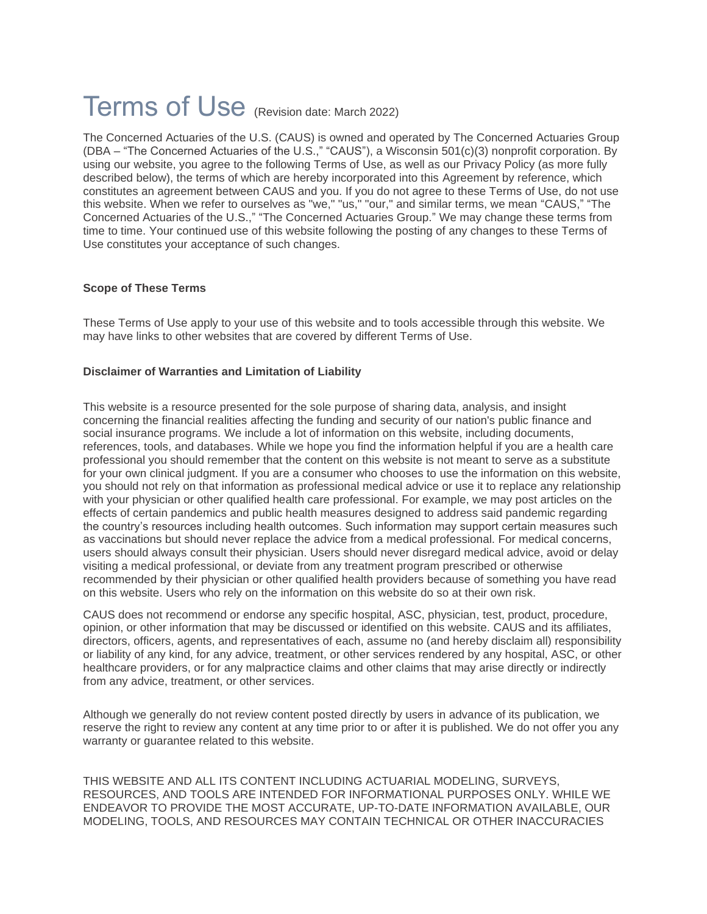# Terms of Use (Revision date: March 2022)

The Concerned Actuaries of the U.S. (CAUS) is owned and operated by The Concerned Actuaries Group (DBA – "The Concerned Actuaries of the U.S.," "CAUS"), a Wisconsin 501(c)(3) nonprofit corporation. By using our website, you agree to the following Terms of Use, as well as our Privacy Policy (as more fully described below), the terms of which are hereby incorporated into this Agreement by reference, which constitutes an agreement between CAUS and you. If you do not agree to these Terms of Use, do not use this website. When we refer to ourselves as "we," "us," "our," and similar terms, we mean "CAUS," "The Concerned Actuaries of the U.S.," "The Concerned Actuaries Group." We may change these terms from time to time. Your continued use of this website following the posting of any changes to these Terms of Use constitutes your acceptance of such changes.

**Scope of These Terms**

These Terms of Use apply to your use of this website and to tools accessible through this website. We may have links to other websites that are covered by different Terms of Use.

**Disclaimer of Warranties and Limitation of Liability**

This website is a resource presented for the sole purpose of sharing data, analysis, and insight concerning the financial realities affecting the funding and security of our nation's public finance and social insurance programs. We include a lot of information on this website, including documents, references, tools, and databases. While we hope you find the information helpful if you are a health care professional you should remember that the content on this website is not meant to serve as a substitute for your own clinical judgment. If you are a consumer who chooses to use the information on this website, you should not rely on that information as professional medical advice or use it to replace any relationship with your physician or other qualified health care professional. For example, we may post articles on the effects of certain pandemics and public health measures designed to address said pandemic regarding the country's resources including health outcomes. Such information may support certain measures such as vaccinations but should never replace the advice from a medical professional. For medical concerns, users should always consult their physician. Users should never disregard medical advice, avoid or delay visiting a medical professional, or deviate from any treatment program prescribed or otherwise recommended by their physician or other qualified health providers because of something you have read on this website. Users who rely on the information on this website do so at their own risk.

CAUS does not recommend or endorse any specific hospital, ASC, physician, test, product, procedure, opinion, or other information that may be discussed or identified on this website. CAUS and its affiliates, directors, officers, agents, and representatives of each, assume no (and hereby disclaim all) responsibility or liability of any kind, for any advice, treatment, or other services rendered by any hospital, ASC, or other healthcare providers, or for any malpractice claims and other claims that may arise directly or indirectly from any advice, treatment, or other services.

Although we generally do not review content posted directly by users in advance of its publication, we reserve the right to review any content at any time prior to or after it is published. We do not offer you any warranty or guarantee related to this website.

THIS WEBSITE AND ALL ITS CONTENT INCLUDING ACTUARIAL MODELING, SURVEYS, RESOURCES, AND TOOLS ARE INTENDED FOR INFORMATIONAL PURPOSES ONLY. WHILE WE ENDEAVOR TO PROVIDE THE MOST ACCURATE, UP-TO-DATE INFORMATION AVAILABLE, OUR MODELING, TOOLS, AND RESOURCES MAY CONTAIN TECHNICAL OR OTHER INACCURACIES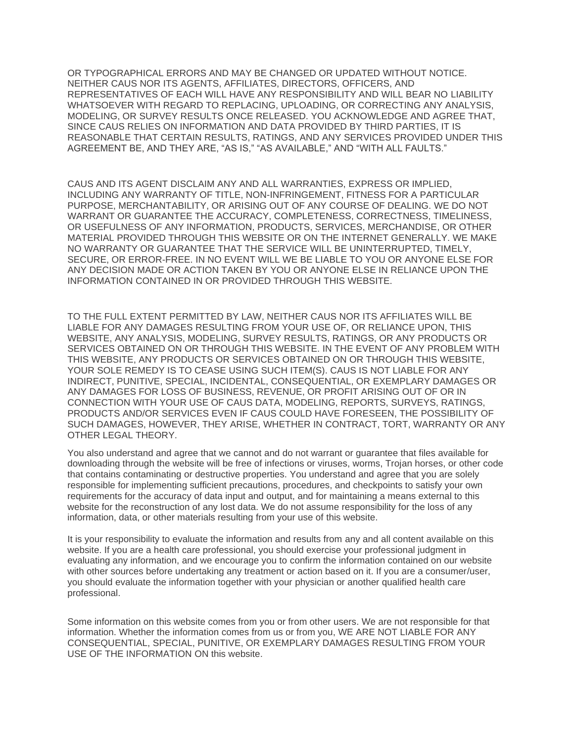OR TYPOGRAPHICAL ERRORS AND MAY BE CHANGED OR UPDATED WITHOUT NOTICE. NEITHER CAUS NOR ITS AGENTS, AFFILIATES, DIRECTORS, OFFICERS, AND REPRESENTATIVES OF EACH WILL HAVE ANY RESPONSIBILITY AND WILL BEAR NO LIABILITY WHATSOEVER WITH REGARD TO REPLACING, UPLOADING, OR CORRECTING ANY ANALYSIS, MODELING, OR SURVEY RESULTS ONCE RELEASED. YOU ACKNOWLEDGE AND AGREE THAT, SINCE CAUS RELIES ON INFORMATION AND DATA PROVIDED BY THIRD PARTIES, IT IS REASONABLE THAT CERTAIN RESULTS, RATINGS, AND ANY SERVICES PROVIDED UNDER THIS AGREEMENT BE, AND THEY ARE, "AS IS," "AS AVAILABLE," AND "WITH ALL FAULTS."

CAUS AND ITS AGENT DISCLAIM ANY AND ALL WARRANTIES, EXPRESS OR IMPLIED, INCLUDING ANY WARRANTY OF TITLE, NON-INFRINGEMENT, FITNESS FOR A PARTICULAR PURPOSE, MERCHANTABILITY, OR ARISING OUT OF ANY COURSE OF DEALING. WE DO NOT WARRANT OR GUARANTEE THE ACCURACY, COMPLETENESS, CORRECTNESS, TIMELINESS, OR USEFULNESS OF ANY INFORMATION, PRODUCTS, SERVICES, MERCHANDISE, OR OTHER MATERIAL PROVIDED THROUGH THIS WEBSITE OR ON THE INTERNET GENERALLY. WE MAKE NO WARRANTY OR GUARANTEE THAT THE SERVICE WILL BE UNINTERRUPTED, TIMELY, SECURE, OR ERROR-FREE. IN NO EVENT WILL WE BE LIABLE TO YOU OR ANYONE ELSE FOR ANY DECISION MADE OR ACTION TAKEN BY YOU OR ANYONE ELSE IN RELIANCE UPON THE INFORMATION CONTAINED IN OR PROVIDED THROUGH THIS WEBSITE.

TO THE FULL EXTENT PERMITTED BY LAW, NEITHER CAUS NOR ITS AFFILIATES WILL BE LIABLE FOR ANY DAMAGES RESULTING FROM YOUR USE OF, OR RELIANCE UPON, THIS WEBSITE, ANY ANALYSIS, MODELING, SURVEY RESULTS, RATINGS, OR ANY PRODUCTS OR SERVICES OBTAINED ON OR THROUGH THIS WEBSITE. IN THE EVENT OF ANY PROBLEM WITH THIS WEBSITE, ANY PRODUCTS OR SERVICES OBTAINED ON OR THROUGH THIS WEBSITE, YOUR SOLE REMEDY IS TO CEASE USING SUCH ITEM(S). CAUS IS NOT LIABLE FOR ANY INDIRECT, PUNITIVE, SPECIAL, INCIDENTAL, CONSEQUENTIAL, OR EXEMPLARY DAMAGES OR ANY DAMAGES FOR LOSS OF BUSINESS, REVENUE, OR PROFIT ARISING OUT OF OR IN CONNECTION WITH YOUR USE OF CAUS DATA, MODELING, REPORTS, SURVEYS, RATINGS, PRODUCTS AND/OR SERVICES EVEN IF CAUS COULD HAVE FORESEEN, THE POSSIBILITY OF SUCH DAMAGES, HOWEVER, THEY ARISE, WHETHER IN CONTRACT, TORT, WARRANTY OR ANY OTHER LEGAL THEORY.

You also understand and agree that we cannot and do not warrant or guarantee that files available for downloading through the website will be free of infections or viruses, worms, Trojan horses, or other code that contains contaminating or destructive properties. You understand and agree that you are solely responsible for implementing sufficient precautions, procedures, and checkpoints to satisfy your own requirements for the accuracy of data input and output, and for maintaining a means external to this website for the reconstruction of any lost data. We do not assume responsibility for the loss of any information, data, or other materials resulting from your use of this website.

It is your responsibility to evaluate the information and results from any and all content available on this website. If you are a health care professional, you should exercise your professional judgment in evaluating any information, and we encourage you to confirm the information contained on our website with other sources before undertaking any treatment or action based on it. If you are a consumer/user, you should evaluate the information together with your physician or another qualified health care professional.

Some information on this website comes from you or from other users. We are not responsible for that information. Whether the information comes from us or from you, WE ARE NOT LIABLE FOR ANY CONSEQUENTIAL, SPECIAL, PUNITIVE, OR EXEMPLARY DAMAGES RESULTING FROM YOUR USE OF THE INFORMATION ON this website.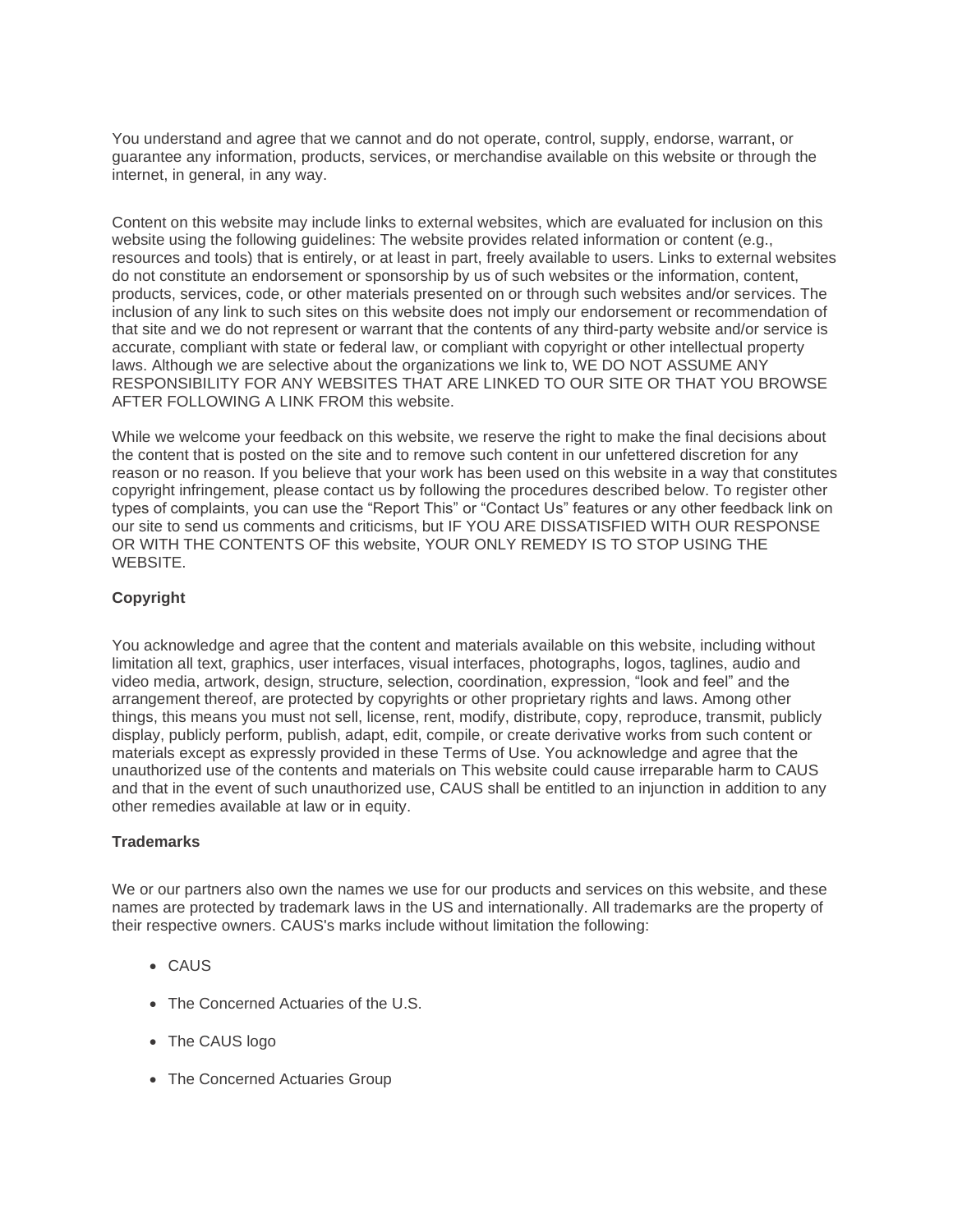You understand and agree that we cannot and do not operate, control, supply, endorse, warrant, or guarantee any information, products, services, or merchandise available on this website or through the internet, in general, in any way.

Content on this website may include links to external websites, which are evaluated for inclusion on this website using the following guidelines: The website provides related information or content (e.g., resources and tools) that is entirely, or at least in part, freely available to users. Links to external websites do not constitute an endorsement or sponsorship by us of such websites or the information, content, products, services, code, or other materials presented on or through such websites and/or services. The inclusion of any link to such sites on this website does not imply our endorsement or recommendation of that site and we do not represent or warrant that the contents of any third-party website and/or service is accurate, compliant with state or federal law, or compliant with copyright or other intellectual property laws. Although we are selective about the organizations we link to, WE DO NOT ASSUME ANY RESPONSIBILITY FOR ANY WEBSITES THAT ARE LINKED TO OUR SITE OR THAT YOU BROWSE AFTER FOLLOWING A LINK FROM this website.

While we welcome your feedback on this website, we reserve the right to make the final decisions about the content that is posted on the site and to remove such content in our unfettered discretion for any reason or no reason. If you believe that your work has been used on this website in a way that constitutes copyright infringement, please contact us by following the procedures described below. To register other types of complaints, you can use the “Report This” or “Contact Us” features or any other feedback link on our site to send us comments and criticisms, but IF YOU ARE DISSATISFIED WITH OUR RESPONSE OR WITH THE CONTENTS OF this website, YOUR ONLY REMEDY IS TO STOP USING THE WEBSITE.

**Copyright**

You acknowledge and agree that the content and materials available on this website, including without limitation all text, graphics, user interfaces, visual interfaces, photographs, logos, taglines, audio and video media, artwork, design, structure, selection, coordination, expression, “look and feel” and the arrangement thereof, are protected by copyrights or other proprietary rights and laws. Among other things, this means you must not sell, license, rent, modify, distribute, copy, reproduce, transmit, publicly display, publicly perform, publish, adapt, edit, compile, or create derivative works from such content or materials except as expressly provided in these Terms of Use. You acknowledge and agree that the unauthorized use of the contents and materials on This website could cause irreparable harm to CAUS and that in the event of such unauthorized use, CAUS shall be entitled to an injunction in addition to any other remedies available at law or in equity.

**Trademarks**

We or our partners also own the names we use for our products and services on this website, and these names are protected by trademark laws in the US and internationally. All trademarks are the property of their respective owners. CAUS's marks include without limitation the following:

- CAUS
- The Concerned Actuaries of the U.S.
- The CAUS logo
- The Concerned Actuaries Group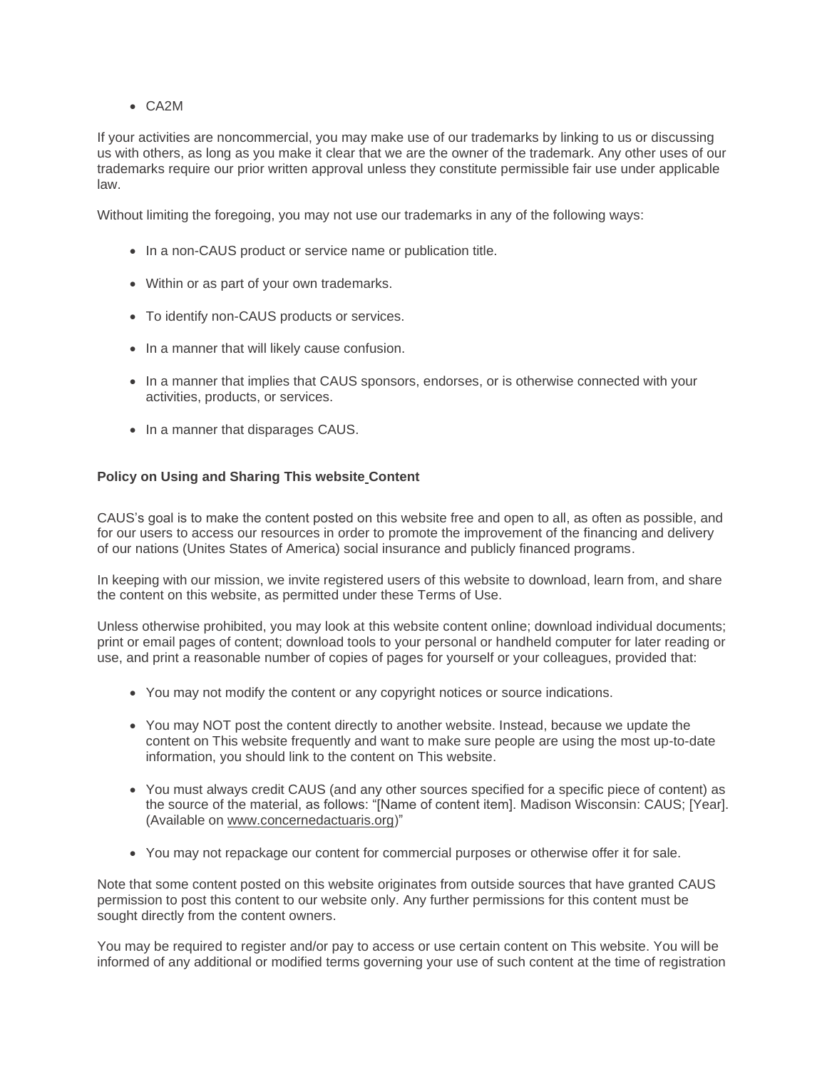- CA2M

If your activities are noncommercial, you may make use of our trademarks by linking to us or discussing us with others, as long as you make it clear that we are the owner of the trademark. Any other uses of our trademarks require our prior written approval unless they constitute permissible fair use under applicable law.

Without limiting the foregoing, you may not use our trademarks in any of the following ways:

- In a non-CAUS product or service name or publication title.
- Within or as part of your own trademarks.
- To identify non-CAUS products or services.
- In a manner that will likely cause confusion.
- In a manner that implies that CAUS sponsors, endorses, or is otherwise connected with your activities, products, or services.
- In a manner that disparages CAUS.

**Policy on Using and Sharing This website Content**

CAUS's goal is to make the content posted on this website free and open to all, as often as possible, and for our users to access our resources in order to promote the improvement of the financing and delivery of our nations (Unites States of America) social insurance and publicly financed programs.

In keeping with our mission, we invite registered users of this website to download, learn from, and share the content on this website, as permitted under these Terms of Use.

Unless otherwise prohibited, you may look at this website content online; download individual documents; print or email pages of content; download tools to your personal or handheld computer for later reading or use, and print a reasonable number of copies of pages for yourself or your colleagues, provided that:

- You may not modify the content or any copyright notices or source indications.
- You may NOT post the content directly to another website. Instead, because we update the content on This website frequently and want to make sure people are using the most up-to-date information, you should link to the content on This website.
- You must always credit CAUS (and any other sources specified for a specific piece of content) as the source of the material, as follows: "[Name of content item]. Madison Wisconsin: CAUS; [Year]. (Available on www.concernedactuaris.org)"
- You may not repackage our content for commercial purposes or otherwise offer it for sale.

Note that some content posted on this website originates from outside sources that have granted CAUS permission to post this content to our website only. Any further permissions for this content must be sought directly from the content owners.

You may be required to register and/or pay to access or use certain content on This website. You will be informed of any additional or modified terms governing your use of such content at the time of registration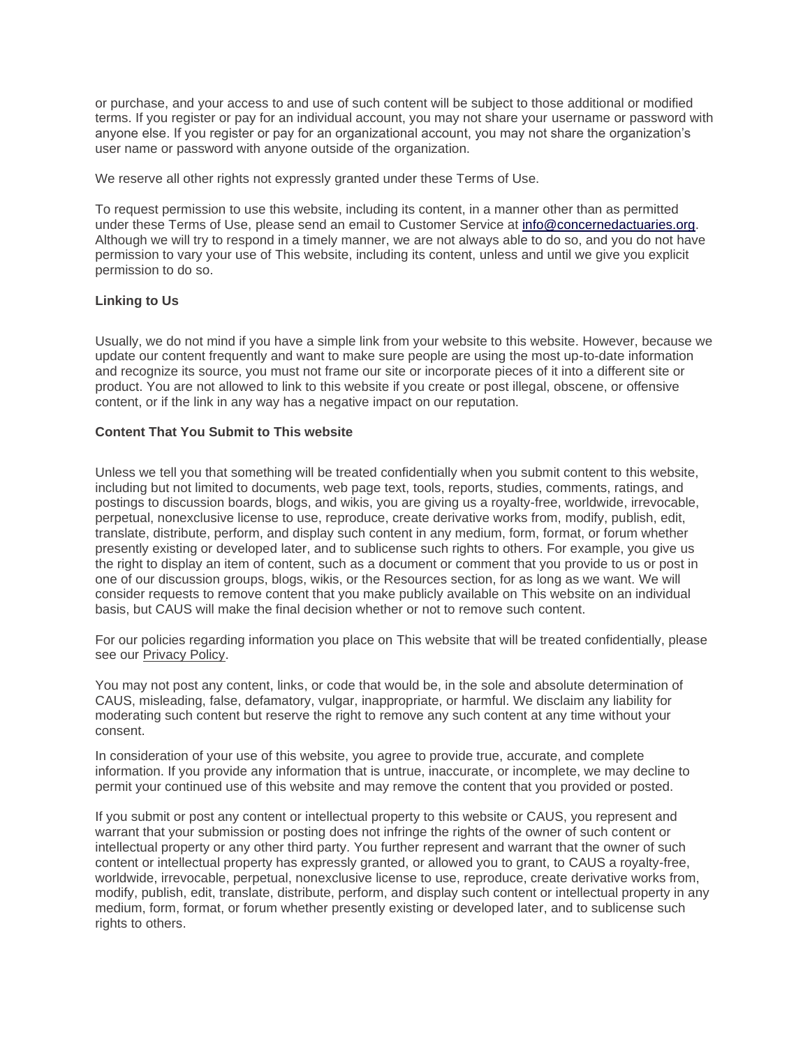or purchase, and your access to and use of such content will be subject to those additional or modified terms. If you register or pay for an individual account, you may not share your username or password with anyone else. If you register or pay for an organizational account, you may not share the organization's user name or password with anyone outside of the organization.

We reserve all other rights not expressly granted under these Terms of Use.

To request permission to use this website, including its content, in a manner other than as permitted under these Terms of Use, please send an email to Customer Service at [info@concernedactuaries.org](mailto:info@concernedactuaries.org). Although we will try to respond in a timely manner, we are not always able to do so, and you do not have permission to vary your use of This website, including its content, unless and until we give you explicit permission to do so.

**Linking to Us**

Usually, we do not mind if you have a simple link from your website to this website. However, because we update our content frequently and want to make sure people are using the most up-to-date information and recognize its source, you must not frame our site or incorporate pieces of it into a different site or product. You are not allowed to link to this website if you create or post illegal, obscene, or offensive content, or if the link in any way has a negative impact on our reputation.

**Content That You Submit to This website**

Unless we tell you that something will be treated confidentially when you submit content to this website, including but not limited to documents, web page text, tools, reports, studies, comments, ratings, and postings to discussion boards, blogs, and wikis, you are giving us a royalty-free, worldwide, irrevocable, perpetual, nonexclusive license to use, reproduce, create derivative works from, modify, publish, edit, translate, distribute, perform, and display such content in any medium, form, format, or forum whether presently existing or developed later, and to sublicense such rights to others. For example, you give us the right to display an item of content, such as a document or comment that you provide to us or post in one of our discussion groups, blogs, wikis, or the Resources section, for as long as we want. We will consider requests to remove content that you make publicly available on This website on an individual basis, but CAUS will make the final decision whether or not to remove such content.

For our policies regarding information you place on This website that will be treated confidentially, please see our Privacy Policy.

You may not post any content, links, or code that would be, in the sole and absolute determination of CAUS, misleading, false, defamatory, vulgar, inappropriate, or harmful. We disclaim any liability for moderating such content but reserve the right to remove any such content at any time without your consent.

In consideration of your use of this website, you agree to provide true, accurate, and complete information. If you provide any information that is untrue, inaccurate, or incomplete, we may decline to permit your continued use of this website and may remove the content that you provided or posted.

If you submit or post any content or intellectual property to this website or CAUS, you represent and warrant that your submission or posting does not infringe the rights of the owner of such content or intellectual property or any other third party. You further represent and warrant that the owner of such content or intellectual property has expressly granted, or allowed you to grant, to CAUS a royalty-free, worldwide, irrevocable, perpetual, nonexclusive license to use, reproduce, create derivative works from, modify, publish, edit, translate, distribute, perform, and display such content or intellectual property in any medium, form, format, or forum whether presently existing or developed later, and to sublicense such rights to others.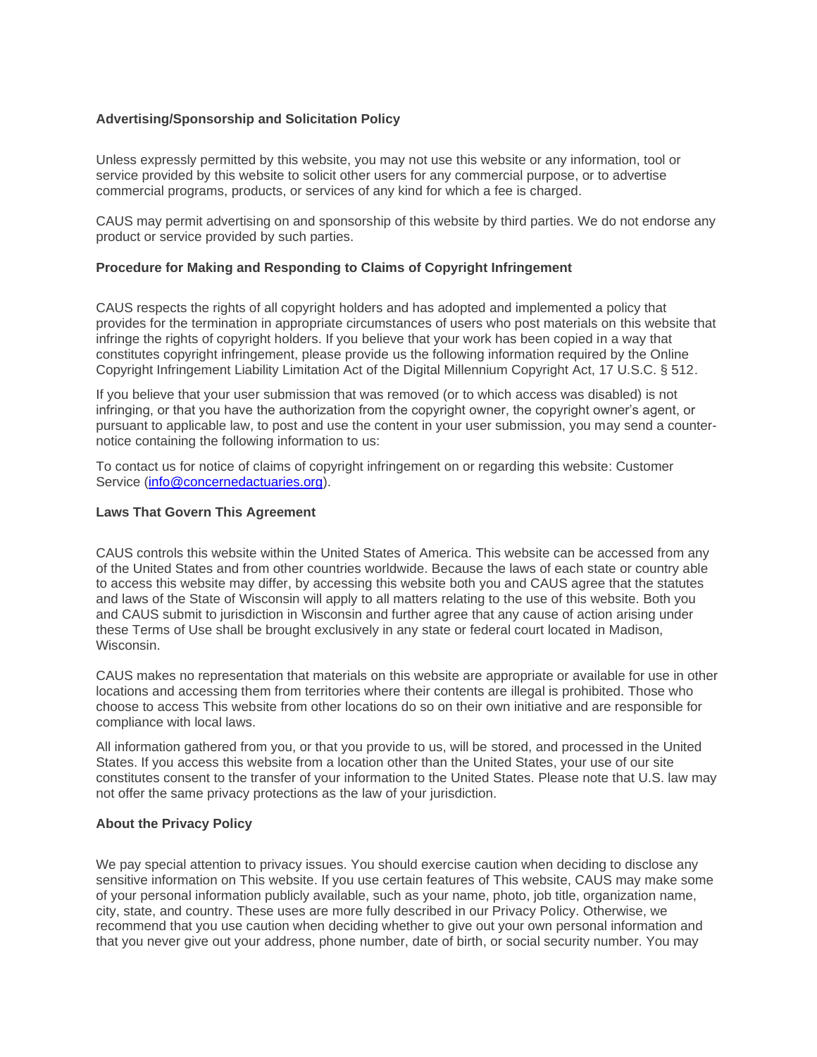**Advertising/Sponsorship and Solicitation Policy**

Unless expressly permitted by this website, you may not use this website or any information, tool or service provided by this website to solicit other users for any commercial purpose, or to advertise commercial programs, products, or services of any kind for which a fee is charged.

CAUS may permit advertising on and sponsorship of this website by third parties. We do not endorse any product or service provided by such parties.

**Procedure for Making and Responding to Claims of Copyright Infringement**

CAUS respects the rights of all copyright holders and has adopted and implemented a policy that provides for the termination in appropriate circumstances of users who post materials on this website that infringe the rights of copyright holders. If you believe that your work has been copied in a way that constitutes copyright infringement, please provide us the following information required by the Online Copyright Infringement Liability Limitation Act of the Digital Millennium Copyright Act, 17 U.S.C. § 512.

If you believe that your user submission that was removed (or to which access was disabled) is not infringing, or that you have the authorization from the copyright owner, the copyright owner's agent, or pursuant to applicable law, to post and use the content in your user submission, you may send a counter-notice containing the following information to us:

To contact us for notice of claims of copyright infringement on or regarding this website: Customer Service (info@concernedactuaries.org).

**Laws That Govern This Agreement**

CAUS controls this website within the United States of America. This website can be accessed from any of the United States and from other countries worldwide. Because the laws of each state or country able to access this website may differ, by accessing this website both you and CAUS agree that the statutes and laws of the State of Wisconsin will apply to all matters relating to the use of this website. Both you and CAUS submit to jurisdiction in Wisconsin and further agree that any cause of action arising under these Terms of Use shall be brought exclusively in any state or federal court located in Madison, Wisconsin.

CAUS makes no representation that materials on this website are appropriate or available for use in other locations and accessing them from territories where their contents are illegal is prohibited. Those who choose to access This website from other locations do so on their own initiative and are responsible for compliance with local laws.

All information gathered from you, or that you provide to us, will be stored, and processed in the United States. If you access this website from a location other than the United States, your use of our site constitutes consent to the transfer of your information to the United States. Please note that U.S. law may not offer the same privacy protections as the law of your jurisdiction.

**About the Privacy Policy**

We pay special attention to privacy issues. You should exercise caution when deciding to disclose any sensitive information on This website. If you use certain features of This website, CAUS may make some of your personal information publicly available, such as your name, photo, job title, organization name, city, state, and country. These uses are more fully described in our Privacy Policy. Otherwise, we recommend that you use caution when deciding whether to give out your own personal information and that you never give out your address, phone number, date of birth, or social security number. You may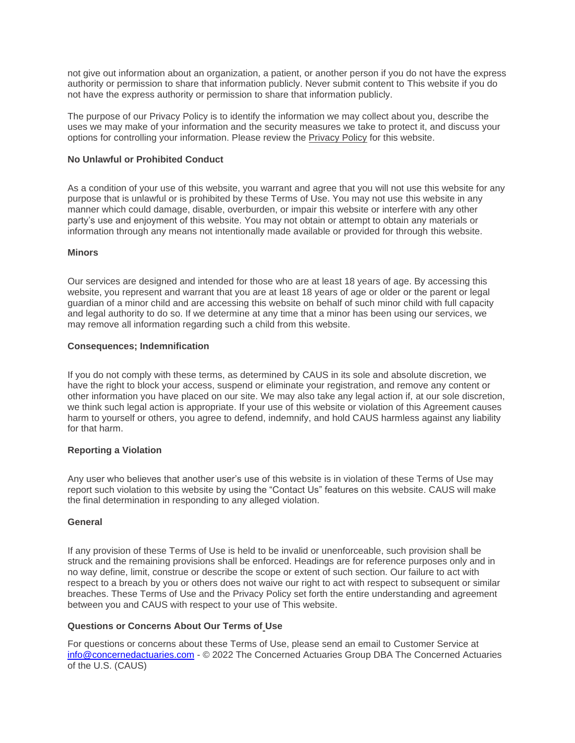not give out information about an organization, a patient, or another person if you do not have the express authority or permission to share that information publicly. Never submit content to This website if you do not have the express authority or permission to share that information publicly.

The purpose of our Privacy Policy is to identify the information we may collect about you, describe the uses we may make of your information and the security measures we take to protect it, and discuss your options for controlling your information. Please review the Privacy Policy for this website.

**No Unlawful or Prohibited Conduct**

As a condition of your use of this website, you warrant and agree that you will not use this website for any purpose that is unlawful or is prohibited by these Terms of Use. You may not use this website in any manner which could damage, disable, overburden, or impair this website or interfere with any other party's use and enjoyment of this website. You may not obtain or attempt to obtain any materials or information through any means not intentionally made available or provided for through this website.

**Minors**

Our services are designed and intended for those who are at least 18 years of age. By accessing this website, you represent and warrant that you are at least 18 years of age or older or the parent or legal guardian of a minor child and are accessing this website on behalf of such minor child with full capacity and legal authority to do so. If we determine at any time that a minor has been using our services, we may remove all information regarding such a child from this website.

**Consequences; Indemnification**

If you do not comply with these terms, as determined by CAUS in its sole and absolute discretion, we have the right to block your access, suspend or eliminate your registration, and remove any content or other information you have placed on our site. We may also take any legal action if, at our sole discretion, we think such legal action is appropriate. If your use of this website or violation of this Agreement causes harm to yourself or others, you agree to defend, indemnify, and hold CAUS harmless against any liability for that harm.

**Reporting a Violation**

Any user who believes that another user's use of this website is in violation of these Terms of Use may report such violation to this website by using the "Contact Us" features on this website. CAUS will make the final determination in responding to any alleged violation.

**General**

If any provision of these Terms of Use is held to be invalid or unenforceable, such provision shall be struck and the remaining provisions shall be enforced. Headings are for reference purposes only and in no way define, limit, construe or describe the scope or extent of such section. Our failure to act with respect to a breach by you or others does not waive our right to act with respect to subsequent or similar breaches. These Terms of Use and the Privacy Policy set forth the entire understanding and agreement between you and CAUS with respect to your use of This website.

**Questions or Concerns About Our Terms of Use**

For questions or concerns about these Terms of Use, please send an email to Customer Service at info@concernedactuaries.com - © 2022 The Concerned Actuaries Group DBA The Concerned Actuaries of the U.S. (CAUS)